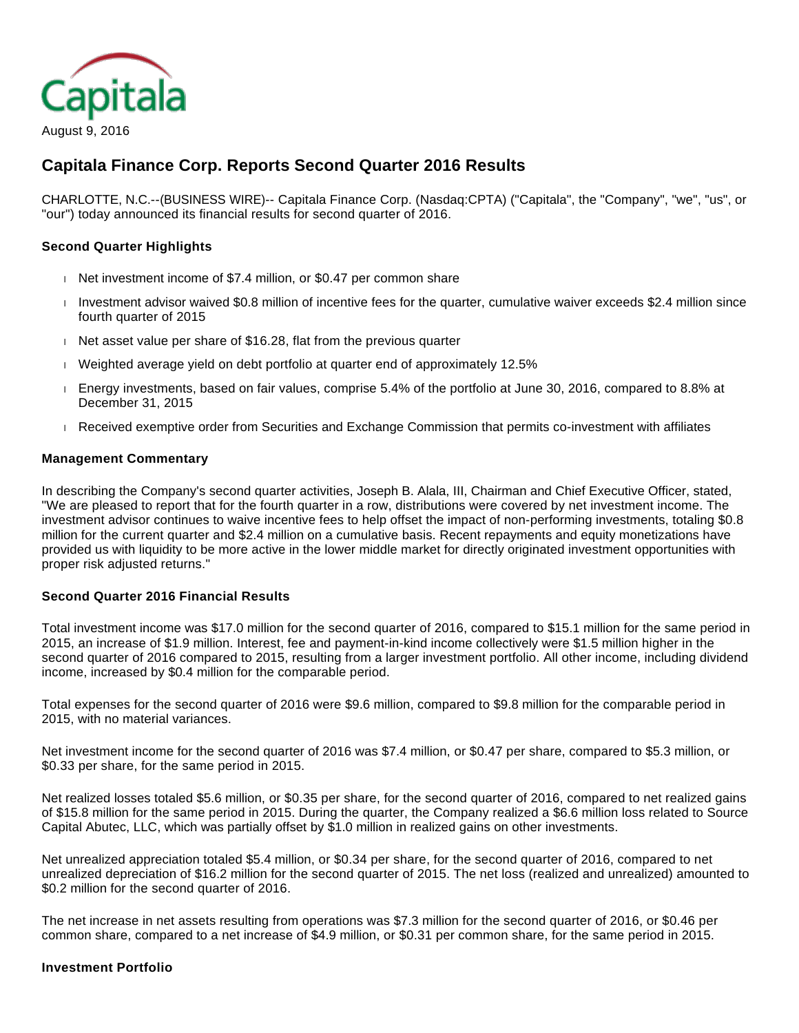Capitala

August 9, 2016

# Capitala Finance Corp. Reports Second Quarter 2016 Results

CHARLOTTE, N.C.--(BUSINESS WIRE)-- Capitala Finance Corp. (Nasdaq:CPTA) ("Capitala", the "Company", "we", "us", or "our") today announced its financial results for second quarter of 2016.

### Second Quarter Highlights

- Net investment income of $7.4 million, or $0.47 per common share
- Investment advisor waived $0.8 million of incentive fees for the quarter, cumulative waiver exceeds $2.4 million since fourth quarter of 2015
- Net asset value per share of $16.28, flat from the previous quarter
- Weighted average yield on debt portfolio at quarter end of approximately 12.5%
- Energy investments, based on fair values, comprise 5.4% of the portfolio at June 30, 2016, compared to 8.8% at December 31, 2015
- Received exemptive order from Securities and Exchange Commission that permits co-investment with affiliates

### Management Commentary

In describing the Company's second quarter activities, Joseph B. Alala, III, Chairman and Chief Executive Officer, stated, "We are pleased to report that for the fourth quarter in a row, distributions were covered by net investment income. The investment advisor continues to waive incentive fees to help offset the impact of non-performing investments, totaling $0.8 million for the current quarter and $2.4 million on a cumulative basis. Recent repayments and equity monetizations have provided us with liquidity to be more active in the lower middle market for directly originated investment opportunities with proper risk adjusted returns."

### Second Quarter 2016 Financial Results

Total investment income was $17.0 million for the second quarter of 2016, compared to $15.1 million for the same period in 2015, an increase of $1.9 million. Interest, fee and payment-in-kind income collectively were $1.5 million higher in the second quarter of 2016 compared to 2015, resulting from a larger investment portfolio. All other income, including dividend income, increased by $0.4 million for the comparable period.

Total expenses for the second quarter of 2016 were $9.6 million, compared to $9.8 million for the comparable period in 2015, with no material variances.

Net investment income for the second quarter of 2016 was $7.4 million, or $0.47 per share, compared to $5.3 million, or $0.33 per share, for the same period in 2015.

Net realized losses totaled $5.6 million, or $0.35 per share, for the second quarter of 2016, compared to net realized gains of $15.8 million for the same period in 2015. During the quarter, the Company realized a $6.6 million loss related to Source Capital Abutec, LLC, which was partially offset by $1.0 million in realized gains on other investments.

Net unrealized appreciation totaled $5.4 million, or $0.34 per share, for the second quarter of 2016, compared to net unrealized depreciation of $16.2 million for the second quarter of 2015. The net loss (realized and unrealized) amounted to $0.2 million for the second quarter of 2016.

The net increase in net assets resulting from operations was $7.3 million for the second quarter of 2016, or $0.46 per common share, compared to a net increase of $4.9 million, or $0.31 per common share, for the same period in 2015.

### Investment Portfolio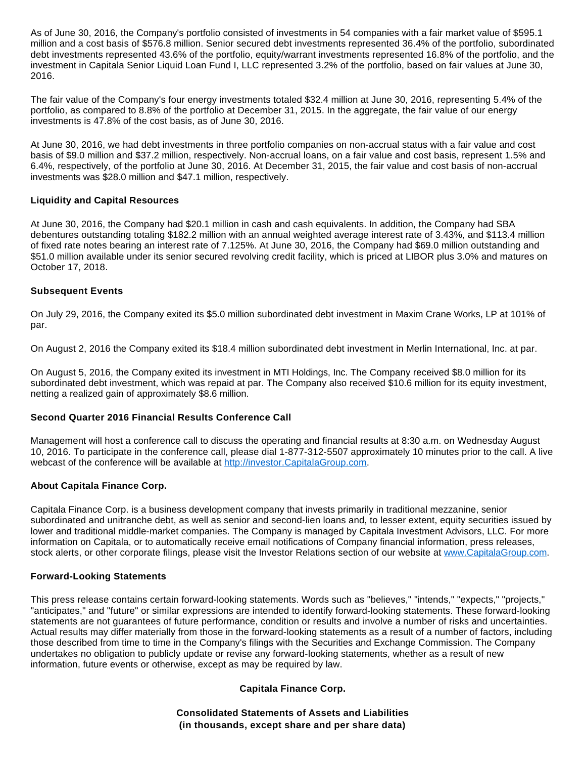As of June 30, 2016, the Company's portfolio consisted of investments in 54 companies with a fair market value of $595.1 million and a cost basis of $576.8 million. Senior secured debt investments represented 36.4% of the portfolio, subordinated debt investments represented 43.6% of the portfolio, equity/warrant investments represented 16.8% of the portfolio, and the investment in Capitala Senior Liquid Loan Fund I, LLC represented 3.2% of the portfolio, based on fair values at June 30, 2016.

The fair value of the Company's four energy investments totaled $32.4 million at June 30, 2016, representing 5.4% of the portfolio, as compared to 8.8% of the portfolio at December 31, 2015. In the aggregate, the fair value of our energy investments is 47.8% of the cost basis, as of June 30, 2016.

At June 30, 2016, we had debt investments in three portfolio companies on non-accrual status with a fair value and cost basis of $9.0 million and $37.2 million, respectively. Non-accrual loans, on a fair value and cost basis, represent 1.5% and 6.4%, respectively, of the portfolio at June 30, 2016. At December 31, 2015, the fair value and cost basis of non-accrual investments was $28.0 million and $47.1 million, respectively.

### Liquidity and Capital Resources

At June 30, 2016, the Company had $20.1 million in cash and cash equivalents. In addition, the Company had SBA debentures outstanding totaling $182.2 million with an annual weighted average interest rate of 3.43%, and $113.4 million of fixed rate notes bearing an interest rate of 7.125%. At June 30, 2016, the Company had $69.0 million outstanding and $51.0 million available under its senior secured revolving credit facility, which is priced at LIBOR plus 3.0% and matures on October 17, 2018.

### Subsequent Events

On July 29, 2016, the Company exited its $5.0 million subordinated debt investment in Maxim Crane Works, LP at 101% of par.

On August 2, 2016 the Company exited its $18.4 million subordinated debt investment in Merlin International, Inc. at par.

On August 5, 2016, the Company exited its investment in MTI Holdings, Inc. The Company received $8.0 million for its subordinated debt investment, which was repaid at par. The Company also received $10.6 million for its equity investment, netting a realized gain of approximately $8.6 million.

### Second Quarter 2016 Financial Results Conference Call

Management will host a conference call to discuss the operating and financial results at 8:30 a.m. on Wednesday August 10, 2016. To participate in the conference call, please dial 1-877-312-5507 approximately 10 minutes prior to the call. A live webcast of the conference will be available at http://investor.CapitalaGroup.com.

### About Capitala Finance Corp.

Capitala Finance Corp. is a business development company that invests primarily in traditional mezzanine, senior subordinated and unitranche debt, as well as senior and second-lien loans and, to lesser extent, equity securities issued by lower and traditional middle-market companies. The Company is managed by Capitala Investment Advisors, LLC. For more information on Capitala, or to automatically receive email notifications of Company financial information, press releases, stock alerts, or other corporate filings, please visit the Investor Relations section of our website at www.CapitalaGroup.com.

### Forward-Looking Statements

This press release contains certain forward-looking statements. Words such as "believes," "intends," "expects," "projects," "anticipates," and "future" or similar expressions are intended to identify forward-looking statements. These forward-looking statements are not guarantees of future performance, condition or results and involve a number of risks and uncertainties. Actual results may differ materially from those in the forward-looking statements as a result of a number of factors, including those described from time to time in the Company's filings with the Securities and Exchange Commission. The Company undertakes no obligation to publicly update or revise any forward-looking statements, whether as a result of new information, future events or otherwise, except as may be required by law.

**Capitala Finance Corp.**

**Consolidated Statements of Assets and Liabilities**
**(in thousands, except share and per share data)**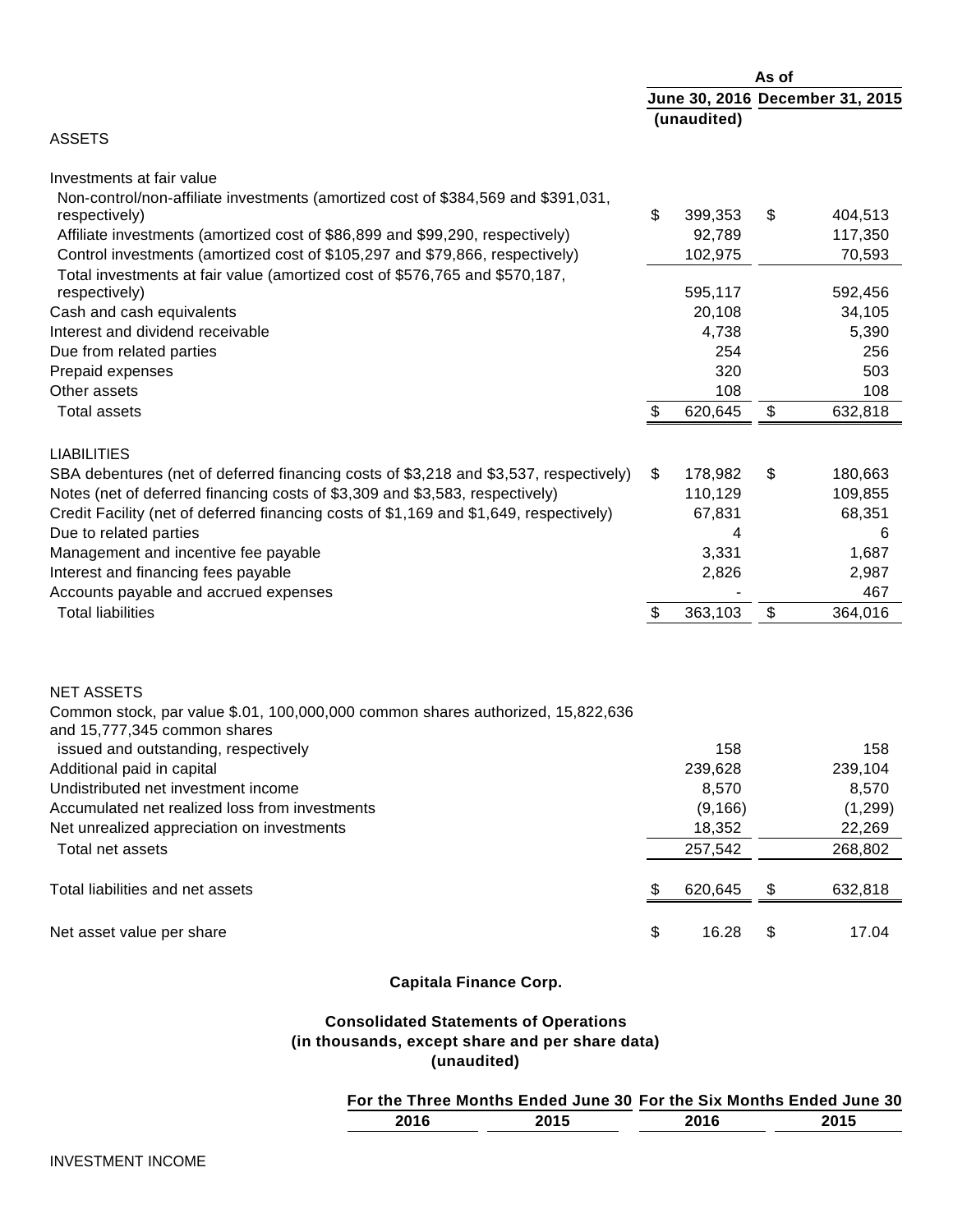| | As of | |
|---|---|---|
| | June 30, 2016 | December 31, 2015 |
| | (unaudited) | |
| **ASSETS** | | |
| Investments at fair value | | |
| Non-control/non-affiliate investments (amortized cost of $384,569 and $391,031, respectively) | $ 399,353 | $ 404,513 |
| Affiliate investments (amortized cost of $86,899 and $99,290, respectively) | 92,789 | 117,350 |
| Control investments (amortized cost of $105,297 and $79,866, respectively) | 102,975 | 70,593 |
| Total investments at fair value (amortized cost of $576,765 and $570,187, respectively) | 595,117 | 592,456 |
| Cash and cash equivalents | 20,108 | 34,105 |
| Interest and dividend receivable | 4,738 | 5,390 |
| Due from related parties | 254 | 256 |
| Prepaid expenses | 320 | 503 |
| Other assets | 108 | 108 |
| Total assets | $ 620,645 | $ 632,818 |
| **LIABILITIES** | | |
| SBA debentures (net of deferred financing costs of $3,218 and $3,537, respectively) | $ 178,982 | $ 180,663 |
| Notes (net of deferred financing costs of $3,309 and $3,583, respectively) | 110,129 | 109,855 |
| Credit Facility (net of deferred financing costs of $1,169 and $1,649, respectively) | 67,831 | 68,351 |
| Due to related parties | 4 | 6 |
| Management and incentive fee payable | 3,331 | 1,687 |
| Interest and financing fees payable | 2,826 | 2,987 |
| Accounts payable and accrued expenses | - | 467 |
| Total liabilities | $ 363,103 | $ 364,016 |
| **NET ASSETS** | | |
| Common stock, par value $.01, 100,000,000 common shares authorized, 15,822,636 and 15,777,345 common shares issued and outstanding, respectively | 158 | 158 |
| Additional paid in capital | 239,628 | 239,104 |
| Undistributed net investment income | 8,570 | 8,570 |
| Accumulated net realized loss from investments | (9,166) | (1,299) |
| Net unrealized appreciation on investments | 18,352 | 22,269 |
| Total net assets | 257,542 | 268,802 |
| Total liabilities and net assets | $ 620,645 | $ 632,818 |
| Net asset value per share | $ 16.28 | $ 17.04 |

**Capitala Finance Corp.**

**Consolidated Statements of Operations**
**(in thousands, except share and per share data)**
**(unaudited)**

| | For the Three Months Ended June 30 | | For the Six Months Ended June 30 | |
|---|---|---|---|---|
| | 2016 | 2015 | 2016 | 2015 |
| INVESTMENT INCOME | | | | |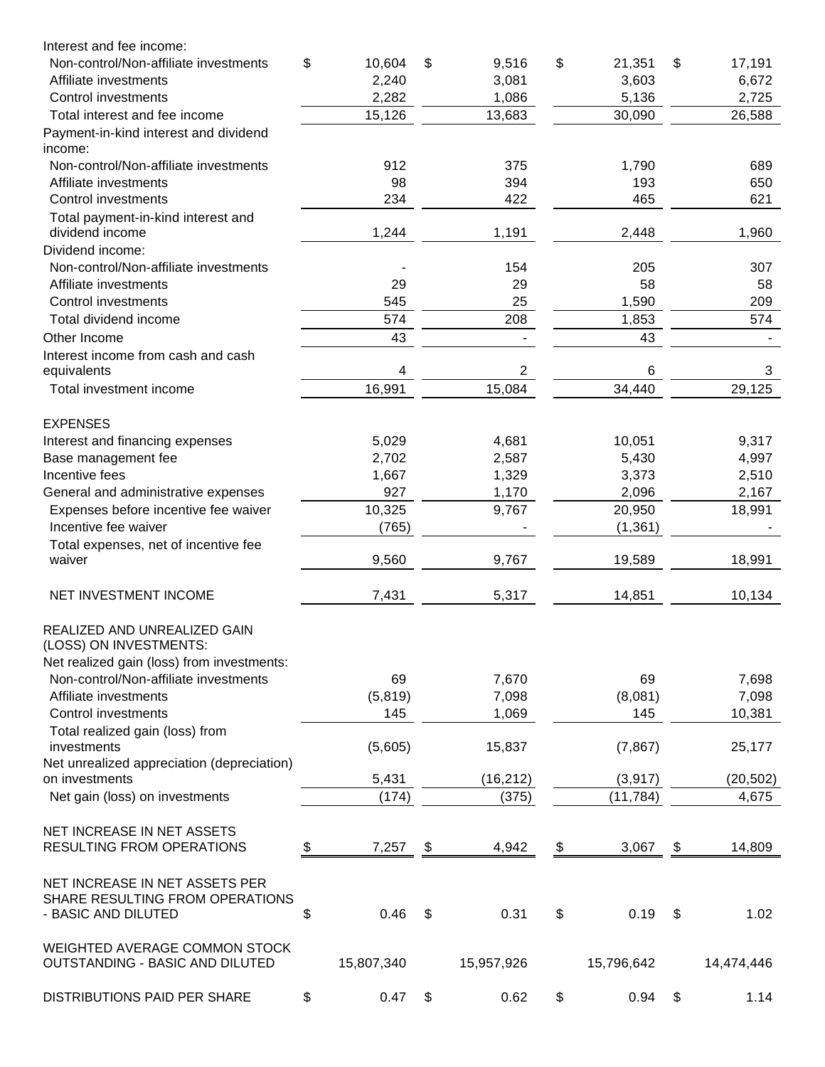| | | | | |
|---|---|---|---|---|
| Interest and fee income: | | | | |
| Non-control/Non-affiliate investments | $ 10,604 | $ 9,516 | $ 21,351 | $ 17,191 |
| Affiliate investments | 2,240 | 3,081 | 3,603 | 6,672 |
| Control investments | 2,282 | 1,086 | 5,136 | 2,725 |
| Total interest and fee income | 15,126 | 13,683 | 30,090 | 26,588 |
| Payment-in-kind interest and dividend income: | | | | |
| Non-control/Non-affiliate investments | 912 | 375 | 1,790 | 689 |
| Affiliate investments | 98 | 394 | 193 | 650 |
| Control investments | 234 | 422 | 465 | 621 |
| Total payment-in-kind interest and dividend income | 1,244 | 1,191 | 2,448 | 1,960 |
| Dividend income: | | | | |
| Non-control/Non-affiliate investments | - | 154 | 205 | 307 |
| Affiliate investments | 29 | 29 | 58 | 58 |
| Control investments | 545 | 25 | 1,590 | 209 |
| Total dividend income | 574 | 208 | 1,853 | 574 |
| Other Income | 43 | - | 43 | - |
| Interest income from cash and cash equivalents | 4 | 2 | 6 | 3 |
| Total investment income | 16,991 | 15,084 | 34,440 | 29,125 |
| | | | | |
| EXPENSES | | | | |
| Interest and financing expenses | 5,029 | 4,681 | 10,051 | 9,317 |
| Base management fee | 2,702 | 2,587 | 5,430 | 4,997 |
| Incentive fees | 1,667 | 1,329 | 3,373 | 2,510 |
| General and administrative expenses | 927 | 1,170 | 2,096 | 2,167 |
| Expenses before incentive fee waiver | 10,325 | 9,767 | 20,950 | 18,991 |
| Incentive fee waiver | (765) | - | (1,361) | - |
| Total expenses, net of incentive fee waiver | 9,560 | 9,767 | 19,589 | 18,991 |
| | | | | |
| NET INVESTMENT INCOME | 7,431 | 5,317 | 14,851 | 10,134 |
| | | | | |
| REALIZED AND UNREALIZED GAIN (LOSS) ON INVESTMENTS: | | | | |
| Net realized gain (loss) from investments: | | | | |
| Non-control/Non-affiliate investments | 69 | 7,670 | 69 | 7,698 |
| Affiliate investments | (5,819) | 7,098 | (8,081) | 7,098 |
| Control investments | 145 | 1,069 | 145 | 10,381 |
| Total realized gain (loss) from investments | (5,605) | 15,837 | (7,867) | 25,177 |
| Net unrealized appreciation (depreciation) on investments | 5,431 | (16,212) | (3,917) | (20,502) |
| Net gain (loss) on investments | (174) | (375) | (11,784) | 4,675 |
| | | | | |
| NET INCREASE IN NET ASSETS RESULTING FROM OPERATIONS | $ 7,257 | $ 4,942 | $ 3,067 | $ 14,809 |
| | | | | |
| NET INCREASE IN NET ASSETS PER SHARE RESULTING FROM OPERATIONS - BASIC AND DILUTED | $ 0.46 | $ 0.31 | $ 0.19 | $ 1.02 |
| | | | | |
| WEIGHTED AVERAGE COMMON STOCK OUTSTANDING - BASIC AND DILUTED | 15,807,340 | 15,957,926 | 15,796,642 | 14,474,446 |
| | | | | |
| DISTRIBUTIONS PAID PER SHARE | $ 0.47 | $ 0.62 | $ 0.94 | $ 1.14 |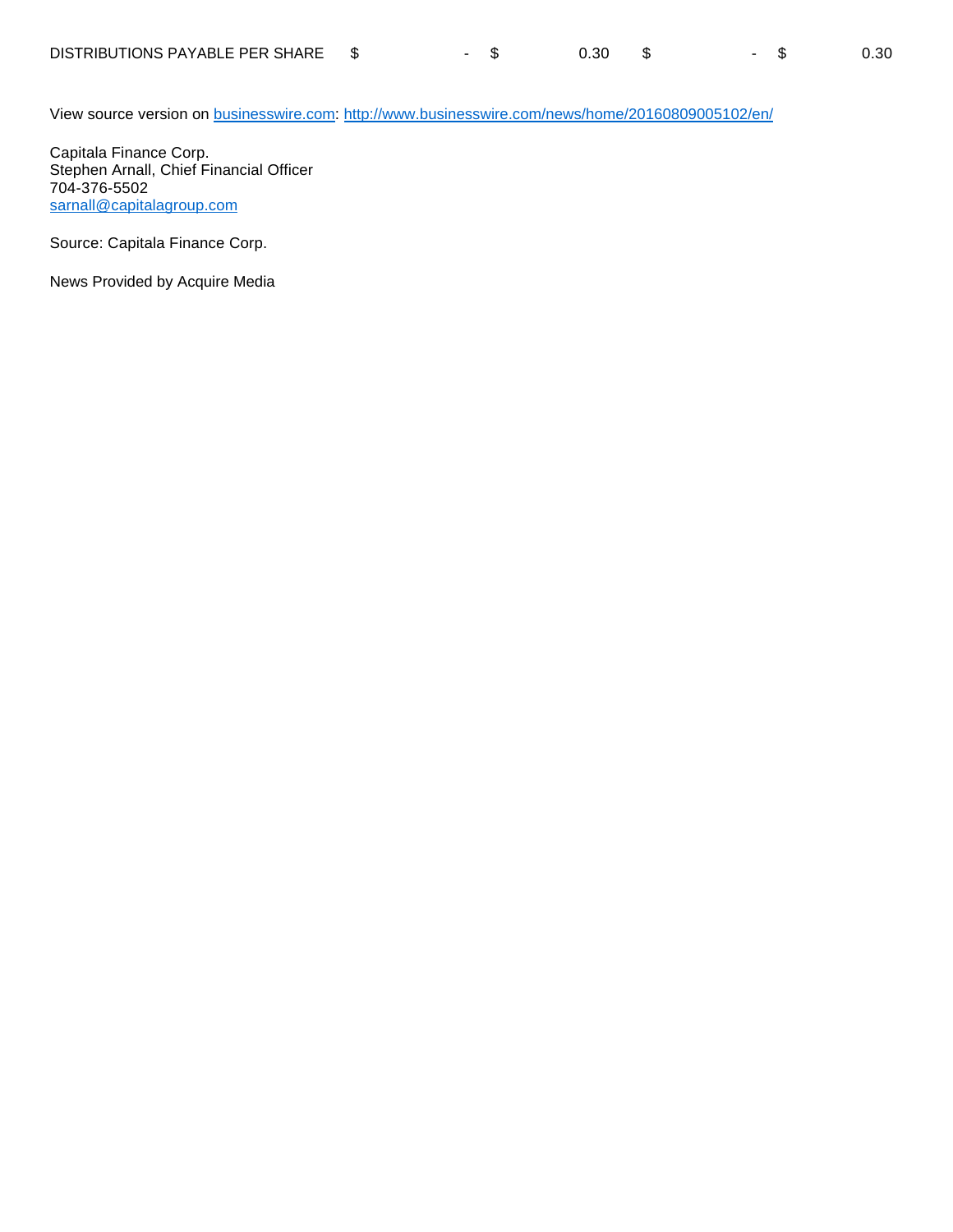| | | | | |
|---|---|---|---|---|
| DISTRIBUTIONS PAYABLE PER SHARE | $ - | $ 0.30 | $ - | $ 0.30 |

View source version on businesswire.com: http://www.businesswire.com/news/home/20160809005102/en/

Capitala Finance Corp.
Stephen Arnall, Chief Financial Officer
704-376-5502
sarnall@capitalagroup.com

Source: Capitala Finance Corp.

News Provided by Acquire Media